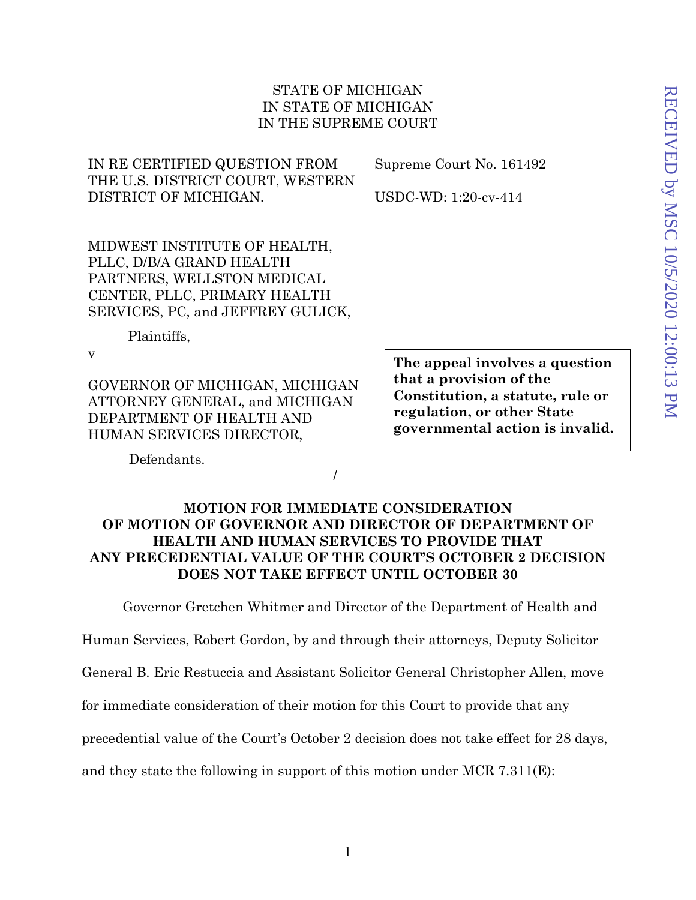STATE OF MICHIGAN
IN STATE OF MICHIGAN
IN THE SUPREME COURT

IN RE CERTIFIED QUESTION FROM THE U.S. DISTRICT COURT, WESTERN DISTRICT OF MICHIGAN.

Supreme Court No. 161492

USDC-WD: 1:20-cv-414

---

MIDWEST INSTITUTE OF HEALTH, PLLC, D/B/A GRAND HEALTH PARTNERS, WELLSTON MEDICAL CENTER, PLLC, PRIMARY HEALTH SERVICES, PC, and JEFFREY GULICK,

Plaintiffs,

v

GOVERNOR OF MICHIGAN, MICHIGAN ATTORNEY GENERAL, and MICHIGAN DEPARTMENT OF HEALTH AND HUMAN SERVICES DIRECTOR,

Defendants.

---/

**The appeal involves a question that a provision of the Constitution, a statute, rule or regulation, or other State governmental action is invalid.**

RECEIVED by MSC 10/5/2020 12:00:13 PM

**MOTION FOR IMMEDIATE CONSIDERATION OF MOTION OF GOVERNOR AND DIRECTOR OF DEPARTMENT OF HEALTH AND HUMAN SERVICES TO PROVIDE THAT ANY PRECEDENTIAL VALUE OF THE COURT'S OCTOBER 2 DECISION DOES NOT TAKE EFFECT UNTIL OCTOBER 30**

Governor Gretchen Whitmer and Director of the Department of Health and Human Services, Robert Gordon, by and through their attorneys, Deputy Solicitor General B. Eric Restuccia and Assistant Solicitor General Christopher Allen, move for immediate consideration of their motion for this Court to provide that any precedential value of the Court's October 2 decision does not take effect for 28 days, and they state the following in support of this motion under MCR 7.311(E):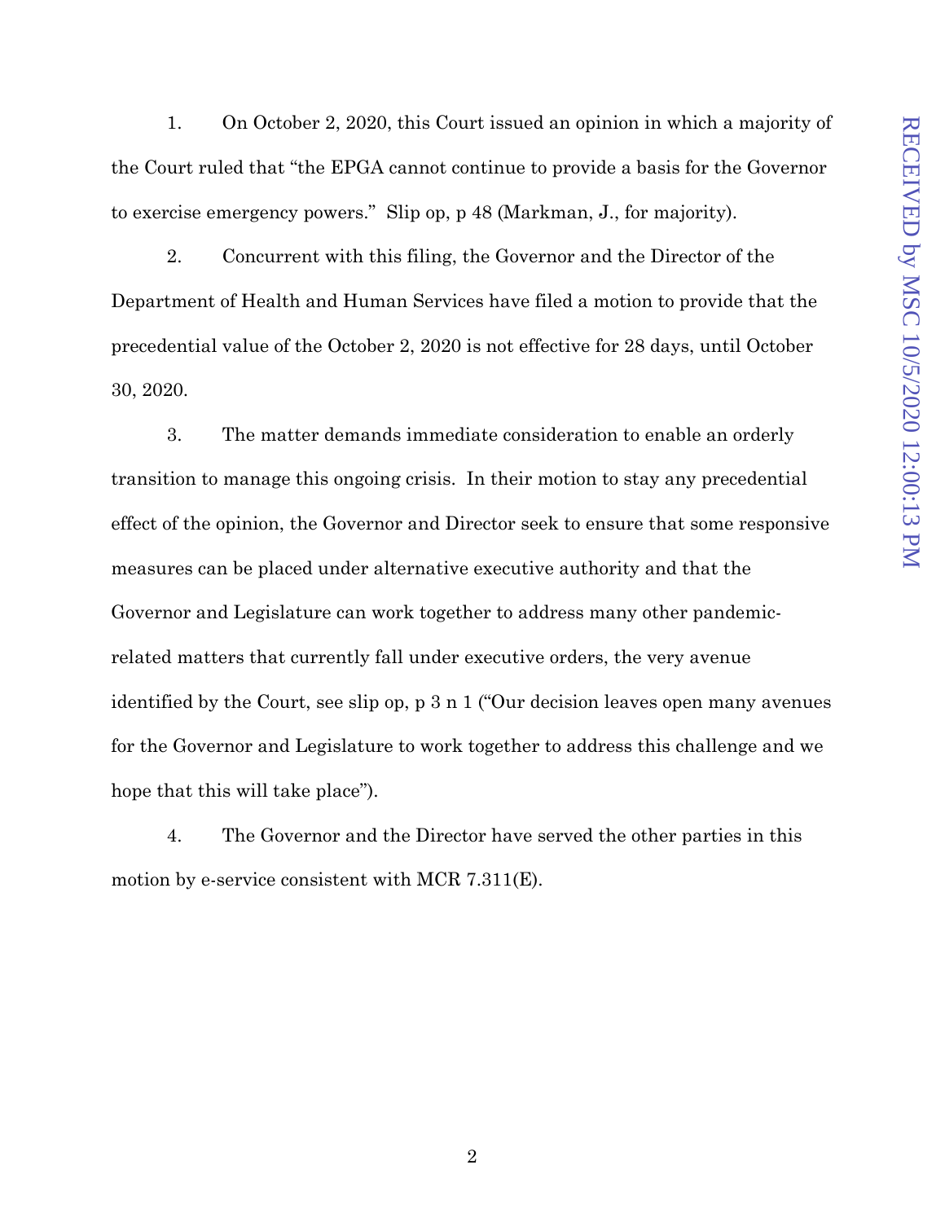1. On October 2, 2020, this Court issued an opinion in which a majority of the Court ruled that "the EPGA cannot continue to provide a basis for the Governor to exercise emergency powers." Slip op, p 48 (Markman, J., for majority).

2. Concurrent with this filing, the Governor and the Director of the Department of Health and Human Services have filed a motion to provide that the precedential value of the October 2, 2020 is not effective for 28 days, until October 30, 2020.

3. The matter demands immediate consideration to enable an orderly transition to manage this ongoing crisis. In their motion to stay any precedential effect of the opinion, the Governor and Director seek to ensure that some responsive measures can be placed under alternative executive authority and that the Governor and Legislature can work together to address many other pandemic-related matters that currently fall under executive orders, the very avenue identified by the Court, see slip op, p 3 n 1 ("Our decision leaves open many avenues for the Governor and Legislature to work together to address this challenge and we hope that this will take place").

4. The Governor and the Director have served the other parties in this motion by e-service consistent with MCR 7.311(E).

RECEIVED by MSC 10/5/2020 12:00:13 PM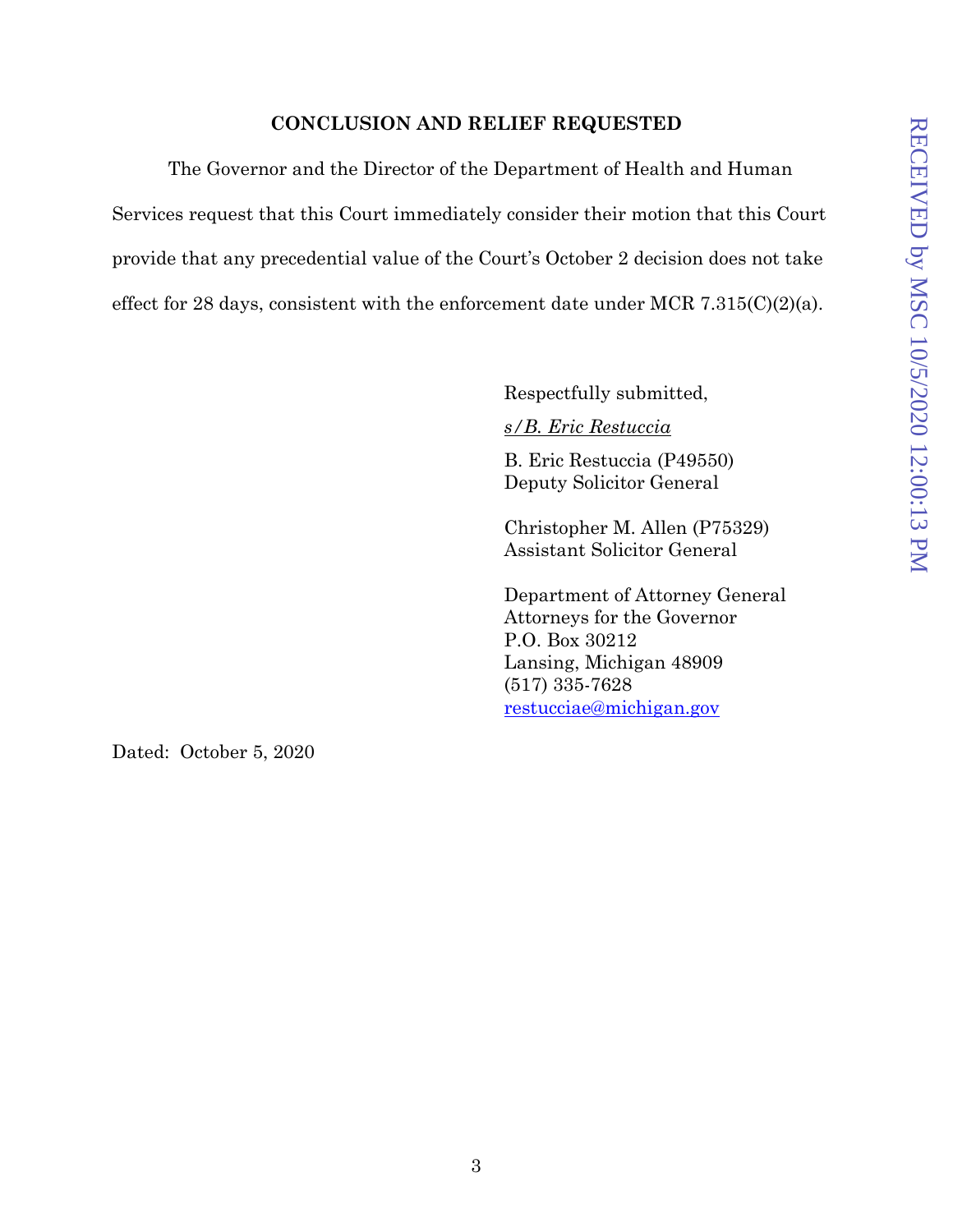## CONCLUSION AND RELIEF REQUESTED

The Governor and the Director of the Department of Health and Human Services request that this Court immediately consider their motion that this Court provide that any precedential value of the Court's October 2 decision does not take effect for 28 days, consistent with the enforcement date under MCR 7.315(C)(2)(a).

Respectfully submitted,

*s/B. Eric Restuccia*

B. Eric Restuccia (P49550)
Deputy Solicitor General

Christopher M. Allen (P75329)
Assistant Solicitor General

Department of Attorney General
Attorneys for the Governor
P.O. Box 30212
Lansing, Michigan 48909
(517) 335-7628
restucciae@michigan.gov

Dated: October 5, 2020

RECEIVED by MSC 10/5/2020 12:00:13 PM